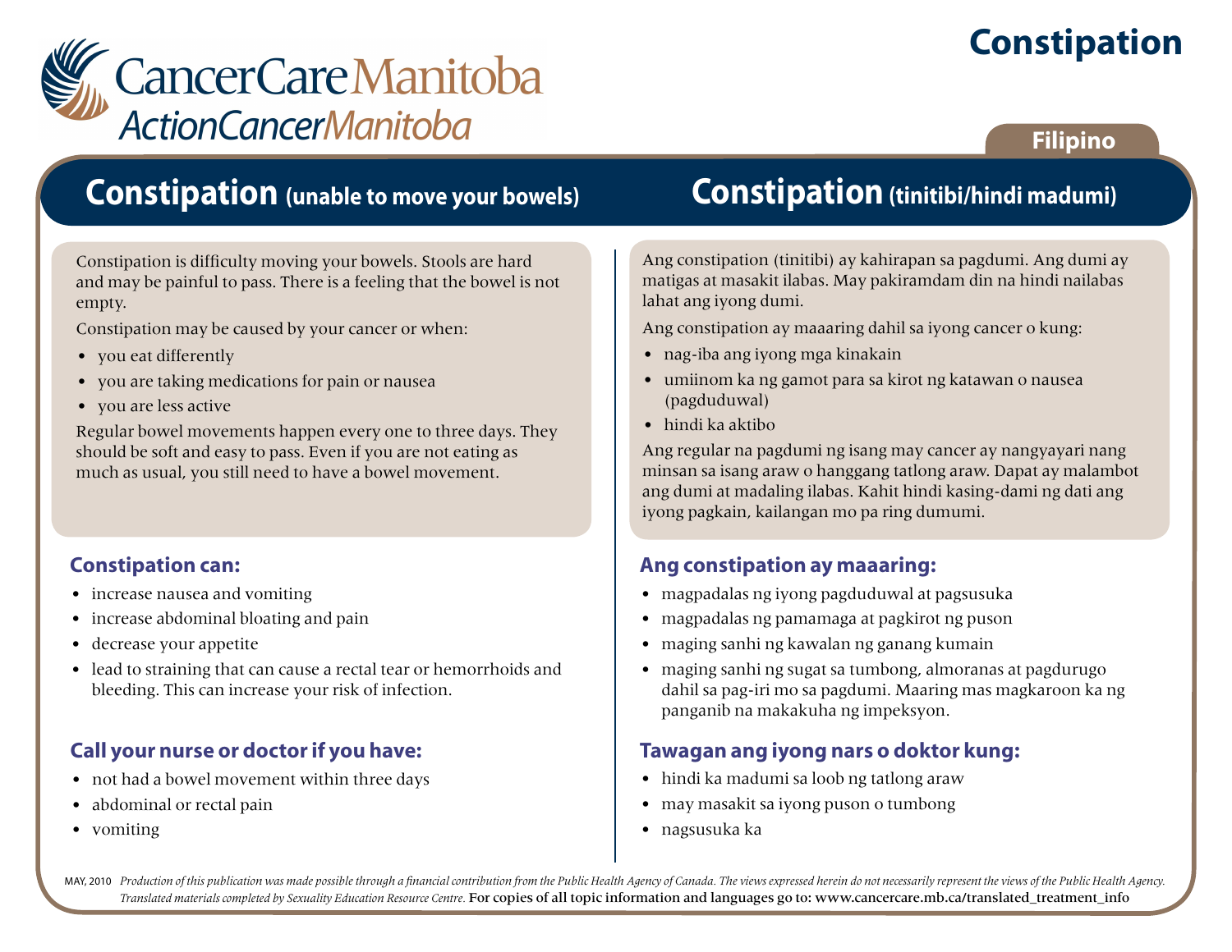CancerCare Manitoba
ActionCancerManitoba

# Constipation

Filipino

## Constipation (unable to move your bowels)

Constipation is difficulty moving your bowels. Stools are hard and may be painful to pass. There is a feeling that the bowel is not empty.

Constipation may be caused by your cancer or when:

- you eat differently
- you are taking medications for pain or nausea
- you are less active

Regular bowel movements happen every one to three days. They should be soft and easy to pass. Even if you are not eating as much as usual, you still need to have a bowel movement.

### Constipation can:

- increase nausea and vomiting
- increase abdominal bloating and pain
- decrease your appetite
- lead to straining that can cause a rectal tear or hemorrhoids and bleeding. This can increase your risk of infection.

### Call your nurse or doctor if you have:

- not had a bowel movement within three days
- abdominal or rectal pain
- vomiting

## Constipation (tinitibi/hindi madumi)

Ang constipation (tinitibi) ay kahirapan sa pagdumi. Ang dumi ay matigas at masakit ilabas. May pakiramdam din na hindi nailabas lahat ang iyong dumi.

Ang constipation ay maaaring dahil sa iyong cancer o kung:

- nag-iba ang iyong mga kinakain
- umiinom ka ng gamot para sa kirot ng katawan o nausea (pagduduwal)
- hindi ka aktibo

Ang regular na pagdumi ng isang may cancer ay nangyayari nang minsan sa isang araw o hanggang tatlong araw. Dapat ay malambot ang dumi at madaling ilabas. Kahit hindi kasing-dami ng dati ang iyong pagkain, kailangan mo pa ring dumumi.

### Ang constipation ay maaaring:

- magpadalas ng iyong pagduduwal at pagsusuka
- magpadalas ng pamamaga at pagkirot ng puson
- maging sanhi ng kawalan ng ganang kumain
- maging sanhi ng sugat sa tumbong, almoranas at pagdurugo dahil sa pag-iri mo sa pagdumi. Maaring mas magkaroon ka ng panganib na makakuha ng impeksyon.

### Tawagan ang iyong nars o doktor kung:

- hindi ka madumi sa loob ng tatlong araw
- may masakit sa iyong puson o tumbong
- nagsusuka ka

MAY, 2010 *Production of this publication was made possible through a financial contribution from the Public Health Agency of Canada. The views expressed herein do not necessarily represent the views of the Public Health Agency. Translated materials completed by Sexuality Education Resource Centre.* For copies of all topic information and languages go to: www.cancercare.mb.ca/translated_treatment_info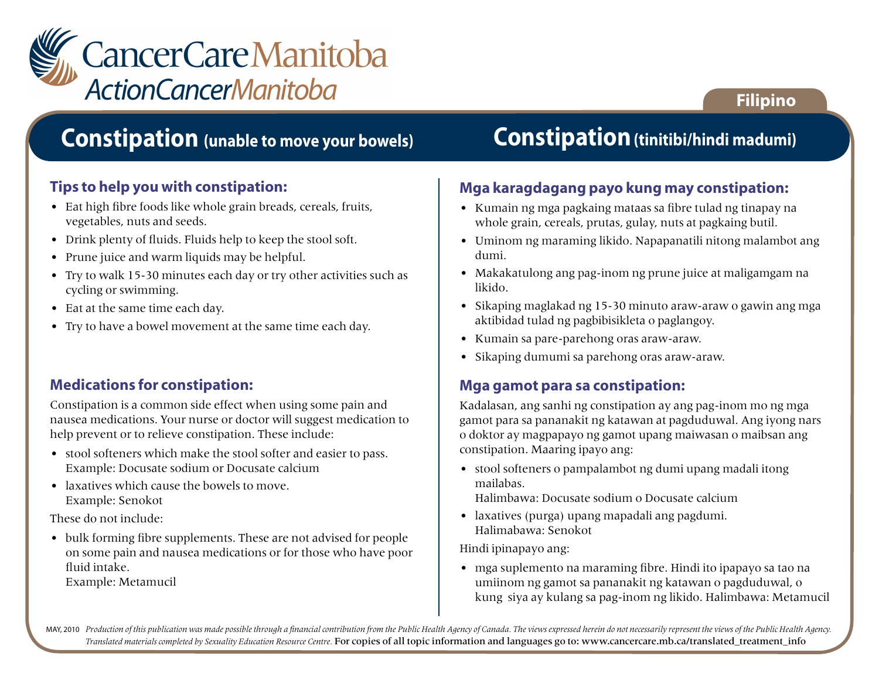CancerCare Manitoba
*ActionCancerManitoba*

**Filipino**

# Constipation (unable to move your bowels)

## Tips to help you with constipation:

- Eat high fibre foods like whole grain breads, cereals, fruits, vegetables, nuts and seeds.
- Drink plenty of fluids. Fluids help to keep the stool soft.
- Prune juice and warm liquids may be helpful.
- Try to walk 15-30 minutes each day or try other activities such as cycling or swimming.
- Eat at the same time each day.
- Try to have a bowel movement at the same time each day.

## Medications for constipation:

Constipation is a common side effect when using some pain and nausea medications. Your nurse or doctor will suggest medication to help prevent or to relieve constipation. These include:

- stool softeners which make the stool softer and easier to pass.
  Example: Docusate sodium or Docusate calcium
- laxatives which cause the bowels to move.
  Example: Senokot

These do not include:

- bulk forming fibre supplements. These are not advised for people on some pain and nausea medications or for those who have poor fluid intake.
  Example: Metamucil

# Constipation (tinitibi/hindi madumi)

## Mga karagdagang payo kung may constipation:

- Kumain ng mga pagkaing mataas sa fibre tulad ng tinapay na whole grain, cereals, prutas, gulay, nuts at pagkaing butil.
- Uminom ng maraming likido. Napapanatili nitong malambot ang dumi.
- Makakatulong ang pag-inom ng prune juice at maligamgam na likido.
- Sikaping maglakad ng 15-30 minuto araw-araw o gawin ang mga aktibidad tulad ng pagbibisikleta o paglangoy.
- Kumain sa pare-parehong oras araw-araw.
- Sikaping dumumi sa parehong oras araw-araw.

## Mga gamot para sa constipation:

Kadalasan, ang sanhi ng constipation ay ang pag-inom mo ng mga gamot para sa pananakit ng katawan at pagduduwal. Ang iyong nars o doktor ay magpapayo ng gamot upang maiwasan o maibsan ang constipation. Maaring ipayo ang:

- stool softeners o pampalambot ng dumi upang madali itong mailabas.
  Halimbawa: Docusate sodium o Docusate calcium
- laxatives (purga) upang mapadali ang pagdumi.
  Halimabawa: Senokot

Hindi ipinapayo ang:

- mga suplemento na maraming fibre. Hindi ito ipapayo sa tao na umiinom ng gamot sa pananakit ng katawan o pagduduwal, o kung siya ay kulang sa pag-inom ng likido. Halimbawa: Metamucil

MAY, 2010 *Production of this publication was made possible through a financial contribution from the Public Health Agency of Canada. The views expressed herein do not necessarily represent the views of the Public Health Agency. Translated materials completed by Sexuality Education Resource Centre.* For copies of all topic information and languages go to: www.cancercare.mb.ca/translated_treatment_info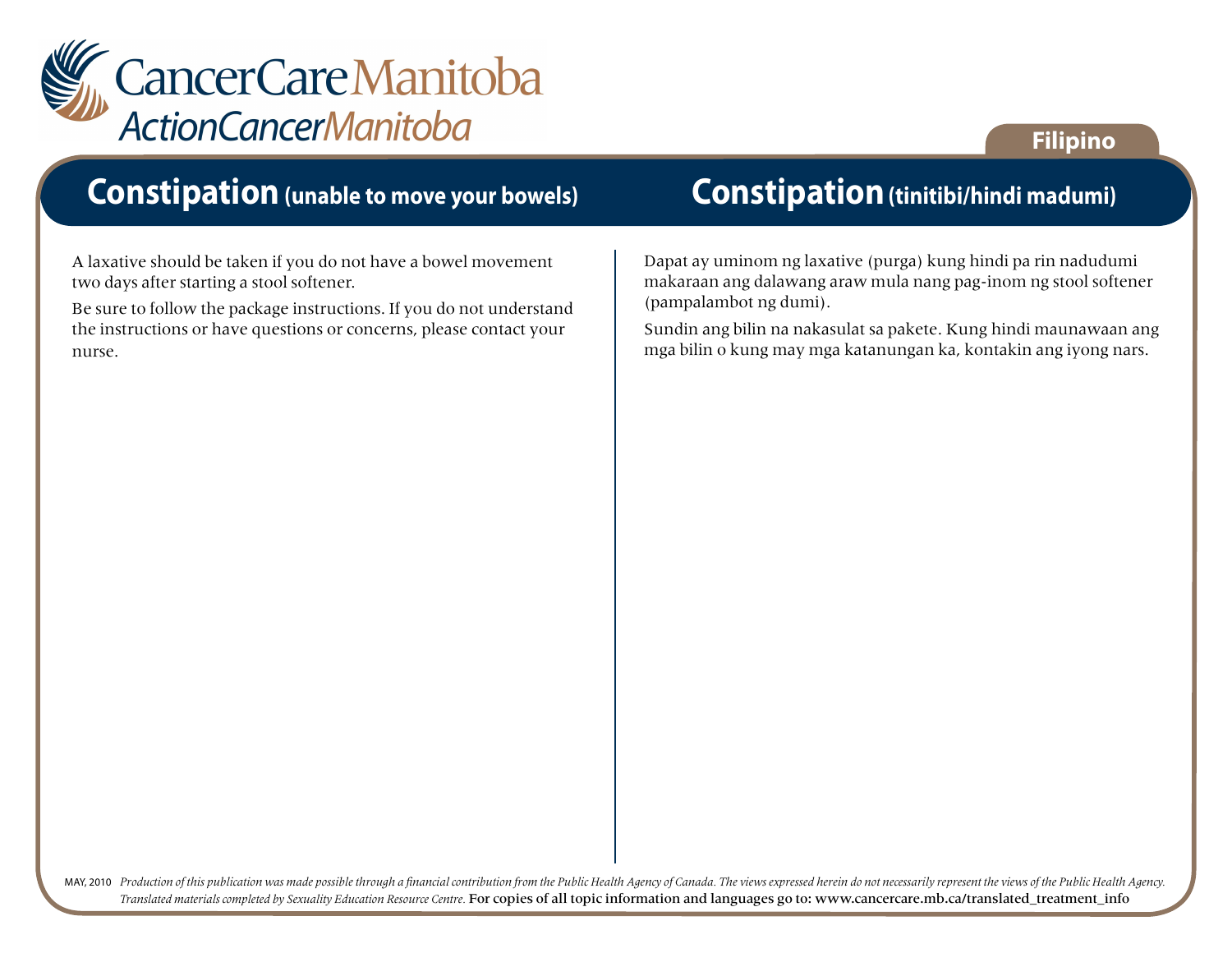CancerCare Manitoba
ActionCancer Manitoba

Filipino

## Constipation (unable to move your bowels)

A laxative should be taken if you do not have a bowel movement two days after starting a stool softener.

Be sure to follow the package instructions. If you do not understand the instructions or have questions or concerns, please contact your nurse.

## Constipation (tinitibi/hindi madumi)

Dapat ay uminom ng laxative (purga) kung hindi pa rin nadudumi makaraan ang dalawang araw mula nang pag-inom ng stool softener (pampalambot ng dumi).

Sundin ang bilin na nakasulat sa pakete. Kung hindi maunawaan ang mga bilin o kung may mga katanungan ka, kontakin ang iyong nars.

MAY, 2010 *Production of this publication was made possible through a financial contribution from the Public Health Agency of Canada. The views expressed herein do not necessarily represent the views of the Public Health Agency. Translated materials completed by Sexuality Education Resource Centre.* For copies of all topic information and languages go to: www.cancercare.mb.ca/translated_treatment_info